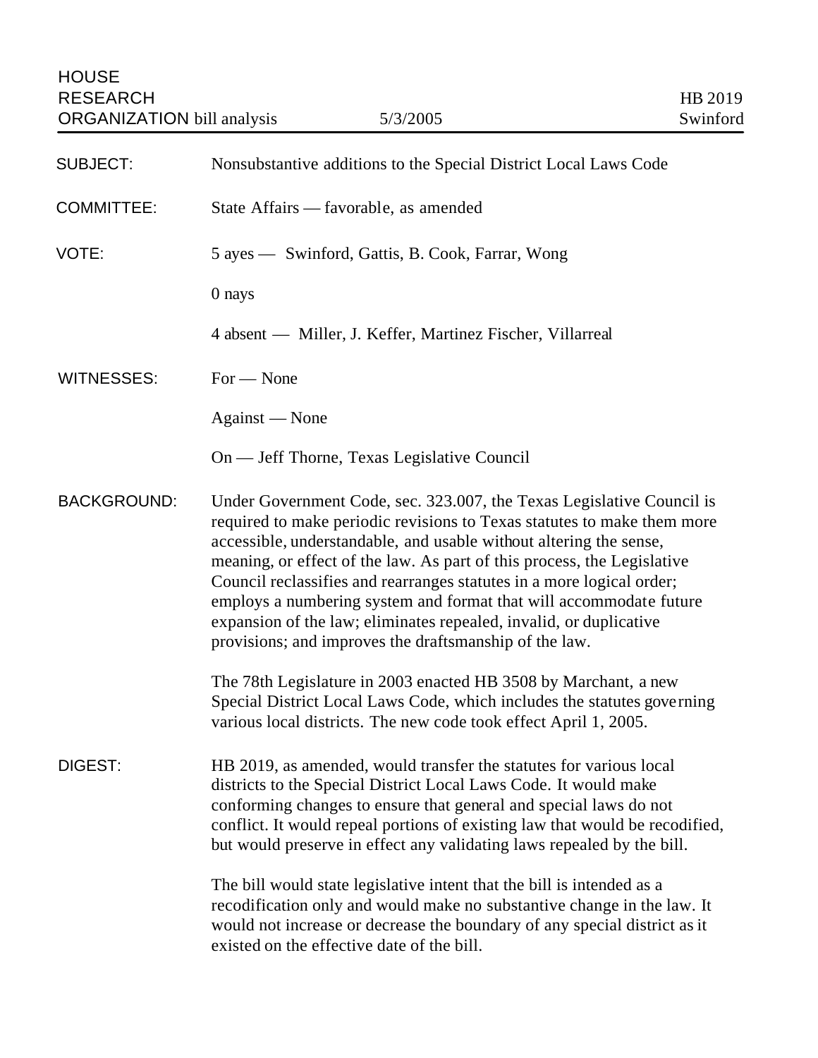HOUSE
RESEARCH
ORGANIZATION bill analysis 5/3/2005

HB 2019
Swinford

**SUBJECT:** Nonsubstantive additions to the Special District Local Laws Code

**COMMITTEE:** State Affairs — favorable, as amended

**VOTE:** 5 ayes — Swinford, Gattis, B. Cook, Farrar, Wong

0 nays

4 absent — Miller, J. Keffer, Martinez Fischer, Villarreal

**WITNESSES:** For — None

Against — None

On — Jeff Thorne, Texas Legislative Council

**BACKGROUND:** Under Government Code, sec. 323.007, the Texas Legislative Council is required to make periodic revisions to Texas statutes to make them more accessible, understandable, and usable without altering the sense, meaning, or effect of the law. As part of this process, the Legislative Council reclassifies and rearranges statutes in a more logical order; employs a numbering system and format that will accommodate future expansion of the law; eliminates repealed, invalid, or duplicative provisions; and improves the draftsmanship of the law.

The 78th Legislature in 2003 enacted HB 3508 by Marchant, a new Special District Local Laws Code, which includes the statutes governing various local districts. The new code took effect April 1, 2005.

**DIGEST:** HB 2019, as amended, would transfer the statutes for various local districts to the Special District Local Laws Code. It would make conforming changes to ensure that general and special laws do not conflict. It would repeal portions of existing law that would be recodified, but would preserve in effect any validating laws repealed by the bill.

The bill would state legislative intent that the bill is intended as a recodification only and would make no substantive change in the law. It would not increase or decrease the boundary of any special district as it existed on the effective date of the bill.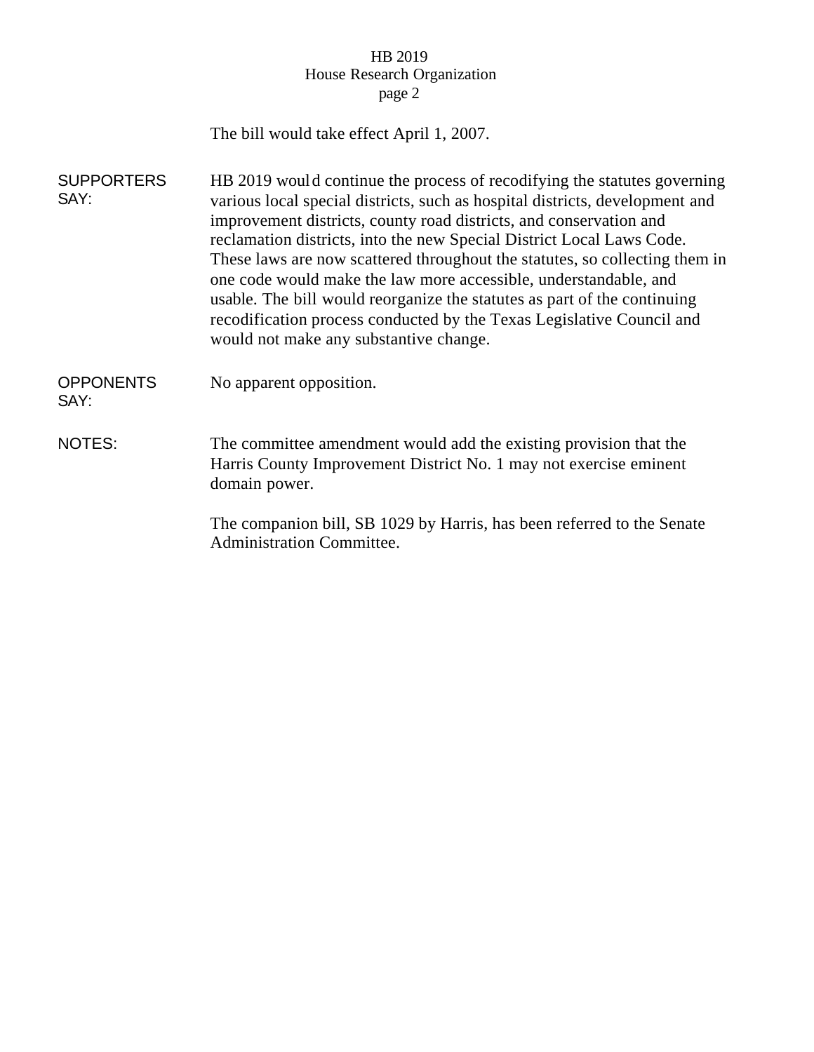The bill would take effect April 1, 2007.

**SUPPORTERS SAY:**

HB 2019 would continue the process of recodifying the statutes governing various local special districts, such as hospital districts, development and improvement districts, county road districts, and conservation and reclamation districts, into the new Special District Local Laws Code. These laws are now scattered throughout the statutes, so collecting them in one code would make the law more accessible, understandable, and usable. The bill would reorganize the statutes as part of the continuing recodification process conducted by the Texas Legislative Council and would not make any substantive change.

**OPPONENTS SAY:**

No apparent opposition.

**NOTES:**

The committee amendment would add the existing provision that the Harris County Improvement District No. 1 may not exercise eminent domain power.

The companion bill, SB 1029 by Harris, has been referred to the Senate Administration Committee.